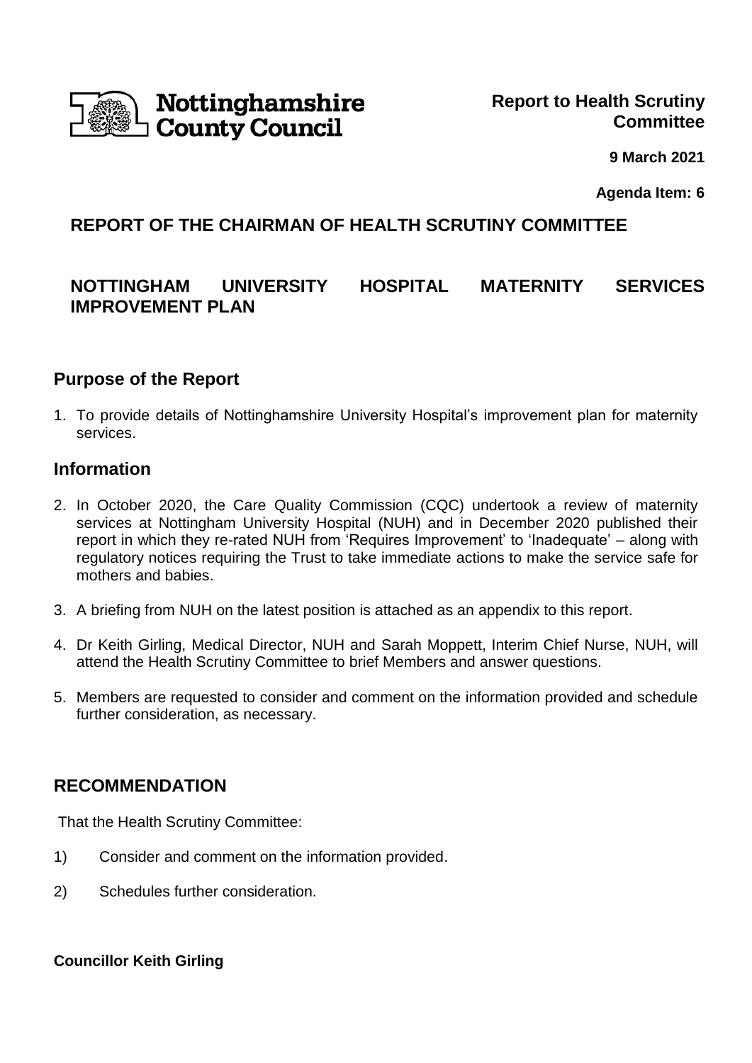Nottinghamshire County Council

**Report to Health Scrutiny Committee**

**9 March 2021**

**Agenda Item: 6**

## REPORT OF THE CHAIRMAN OF HEALTH SCRUTINY COMMITTEE

## NOTTINGHAM UNIVERSITY HOSPITAL MATERNITY SERVICES IMPROVEMENT PLAN

## Purpose of the Report

1. To provide details of Nottinghamshire University Hospital's improvement plan for maternity services.

## Information

2. In October 2020, the Care Quality Commission (CQC) undertook a review of maternity services at Nottingham University Hospital (NUH) and in December 2020 published their report in which they re-rated NUH from 'Requires Improvement' to 'Inadequate' – along with regulatory notices requiring the Trust to take immediate actions to make the service safe for mothers and babies.

3. A briefing from NUH on the latest position is attached as an appendix to this report.

4. Dr Keith Girling, Medical Director, NUH and Sarah Moppett, Interim Chief Nurse, NUH, will attend the Health Scrutiny Committee to brief Members and answer questions.

5. Members are requested to consider and comment on the information provided and schedule further consideration, as necessary.

## RECOMMENDATION

That the Health Scrutiny Committee:

1) Consider and comment on the information provided.

2) Schedules further consideration.

**Councillor Keith Girling**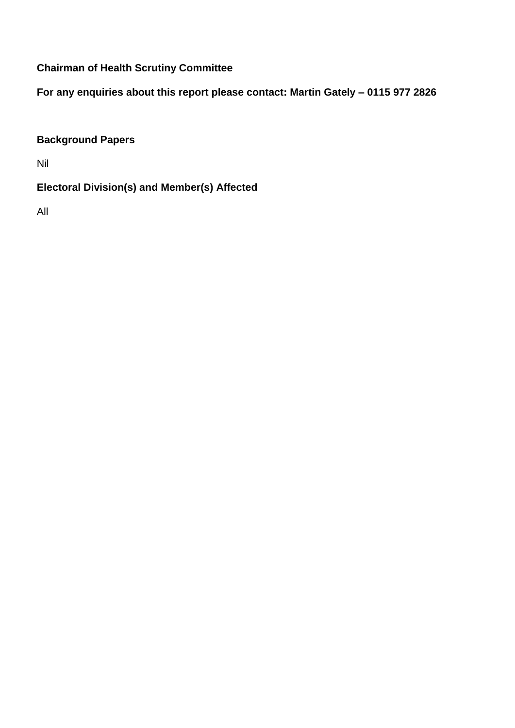**Chairman of Health Scrutiny Committee**

**For any enquiries about this report please contact: Martin Gately – 0115 977 2826**

**Background Papers**

Nil

**Electoral Division(s) and Member(s) Affected**

All